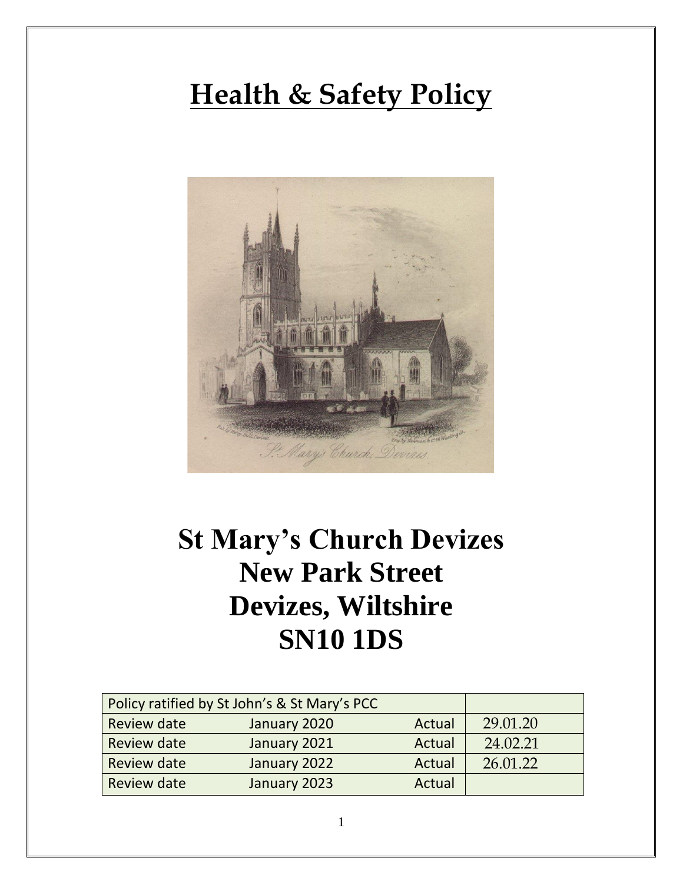# Health & Safety Policy

# St Mary's Church Devizes
# New Park Street
# Devizes, Wiltshire
# SN10 1DS

| Policy ratified by St John's & St Mary's PCC | | | |
|---|---|---|---|
| Review date | January 2020 | Actual | 29.01.20 |
| Review date | January 2021 | Actual | 24.02.21 |
| Review date | January 2022 | Actual | 26.01.22 |
| Review date | January 2023 | Actual | |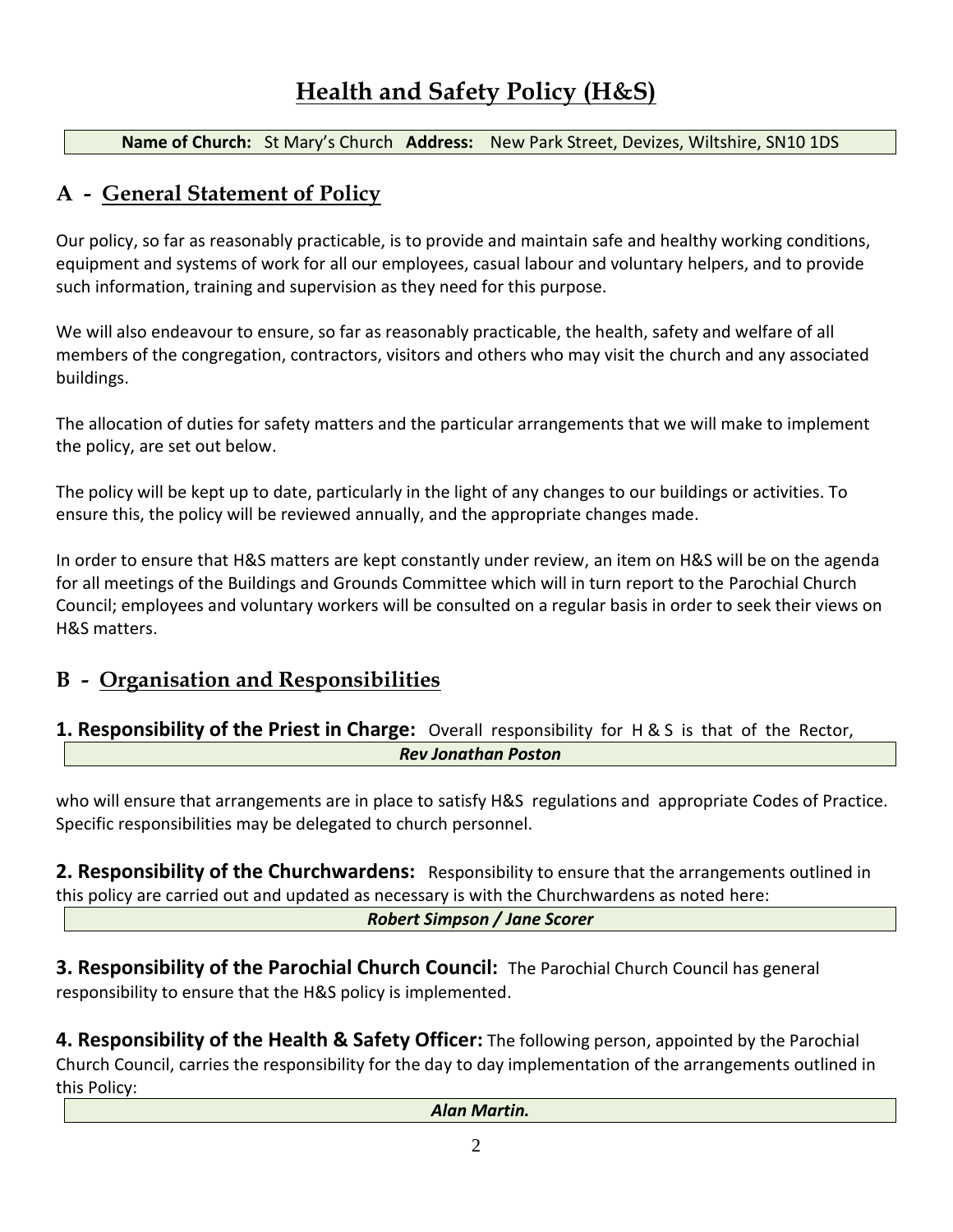# **Health and Safety Policy (H&S)**

**Name of Church:** St Mary's Church **Address:** New Park Street, Devizes, Wiltshire, SN10 1DS

## A - General Statement of Policy

Our policy, so far as reasonably practicable, is to provide and maintain safe and healthy working conditions, equipment and systems of work for all our employees, casual labour and voluntary helpers, and to provide such information, training and supervision as they need for this purpose.

We will also endeavour to ensure, so far as reasonably practicable, the health, safety and welfare of all members of the congregation, contractors, visitors and others who may visit the church and any associated buildings.

The allocation of duties for safety matters and the particular arrangements that we will make to implement the policy, are set out below.

The policy will be kept up to date, particularly in the light of any changes to our buildings or activities. To ensure this, the policy will be reviewed annually, and the appropriate changes made.

In order to ensure that H&S matters are kept constantly under review, an item on H&S will be on the agenda for all meetings of the Buildings and Grounds Committee which will in turn report to the Parochial Church Council; employees and voluntary workers will be consulted on a regular basis in order to seek their views on H&S matters.

## B - Organisation and Responsibilities

**1. Responsibility of the Priest in Charge:** Overall responsibility for H & S is that of the Rector,

***Rev Jonathan Poston***

who will ensure that arrangements are in place to satisfy H&S regulations and appropriate Codes of Practice. Specific responsibilities may be delegated to church personnel.

**2. Responsibility of the Churchwardens:** Responsibility to ensure that the arrangements outlined in this policy are carried out and updated as necessary is with the Churchwardens as noted here:

***Robert Simpson / Jane Scorer***

**3. Responsibility of the Parochial Church Council:** The Parochial Church Council has general responsibility to ensure that the H&S policy is implemented.

**4. Responsibility of the Health & Safety Officer:** The following person, appointed by the Parochial Church Council, carries the responsibility for the day to day implementation of the arrangements outlined in this Policy:

***Alan Martin.***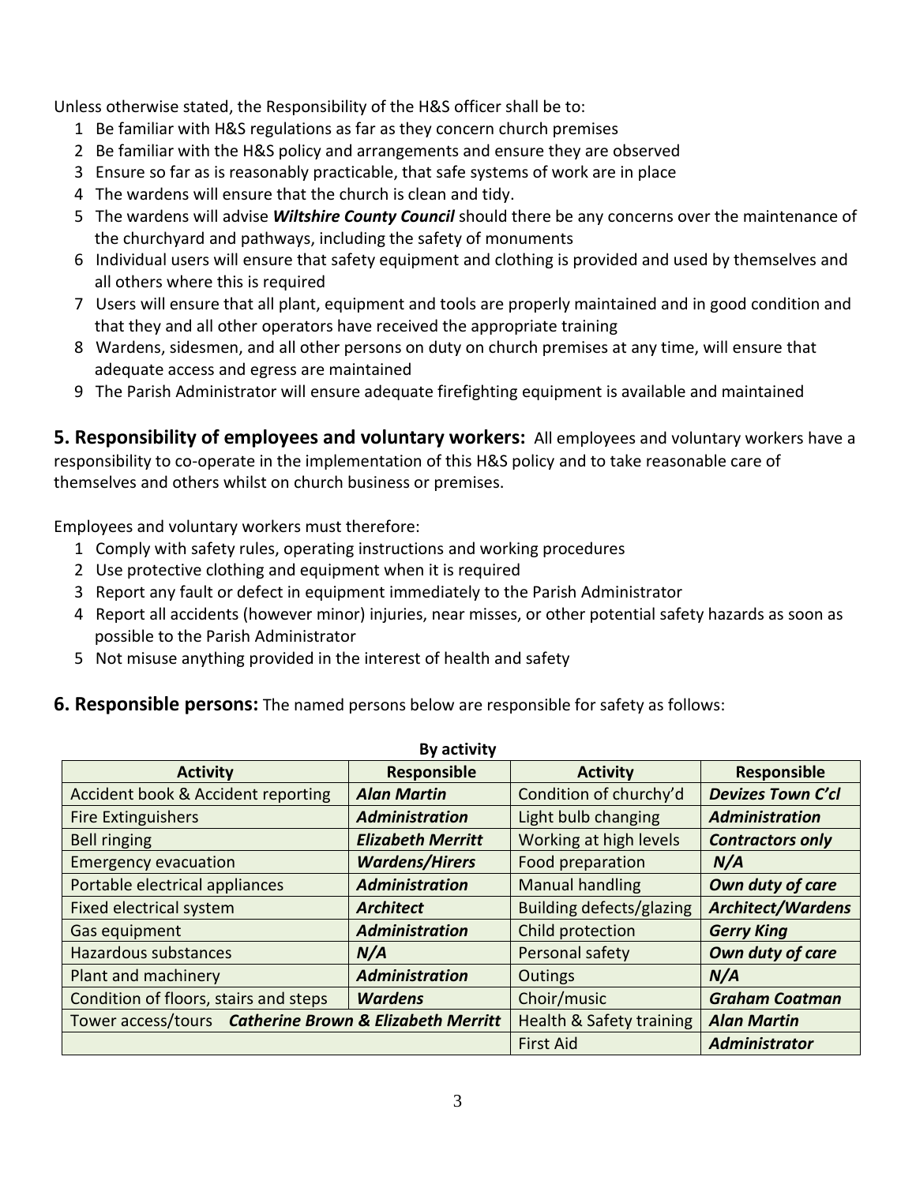Unless otherwise stated, the Responsibility of the H&S officer shall be to:

1. Be familiar with H&S regulations as far as they concern church premises
2. Be familiar with the H&S policy and arrangements and ensure they are observed
3. Ensure so far as is reasonably practicable, that safe systems of work are in place
4. The wardens will ensure that the church is clean and tidy.
5. The wardens will advise ***Wiltshire County Council*** should there be any concerns over the maintenance of the churchyard and pathways, including the safety of monuments
6. Individual users will ensure that safety equipment and clothing is provided and used by themselves and all others where this is required
7. Users will ensure that all plant, equipment and tools are properly maintained and in good condition and that they and all other operators have received the appropriate training
8. Wardens, sidesmen, and all other persons on duty on church premises at any time, will ensure that adequate access and egress are maintained
9. The Parish Administrator will ensure adequate firefighting equipment is available and maintained

**5. Responsibility of employees and voluntary workers:** All employees and voluntary workers have a responsibility to co-operate in the implementation of this H&S policy and to take reasonable care of themselves and others whilst on church business or premises.

Employees and voluntary workers must therefore:

1. Comply with safety rules, operating instructions and working procedures
2. Use protective clothing and equipment when it is required
3. Report any fault or defect in equipment immediately to the Parish Administrator
4. Report all accidents (however minor) injuries, near misses, or other potential safety hazards as soon as possible to the Parish Administrator
5. Not misuse anything provided in the interest of health and safety

**6. Responsible persons:** The named persons below are responsible for safety as follows:

**By activity**

| Activity | Responsible | Activity | Responsible |
|---|---|---|---|
| Accident book & Accident reporting | ***Alan Martin*** | Condition of churchy'd | ***Devizes Town C'cl*** |
| Fire Extinguishers | ***Administration*** | Light bulb changing | ***Administration*** |
| Bell ringing | ***Elizabeth Merritt*** | Working at high levels | ***Contractors only*** |
| Emergency evacuation | ***Wardens/Hirers*** | Food preparation | ***N/A*** |
| Portable electrical appliances | ***Administration*** | Manual handling | ***Own duty of care*** |
| Fixed electrical system | ***Architect*** | Building defects/glazing | ***Architect/Wardens*** |
| Gas equipment | ***Administration*** | Child protection | ***Gerry King*** |
| Hazardous substances | ***N/A*** | Personal safety | ***Own duty of care*** |
| Plant and machinery | ***Administration*** | Outings | ***N/A*** |
| Condition of floors, stairs and steps | ***Wardens*** | Choir/music | ***Graham Coatman*** |
| Tower access/tours ***Catherine Brown & Elizabeth Merritt*** | | Health & Safety training | ***Alan Martin*** |
| | | First Aid | ***Administrator*** |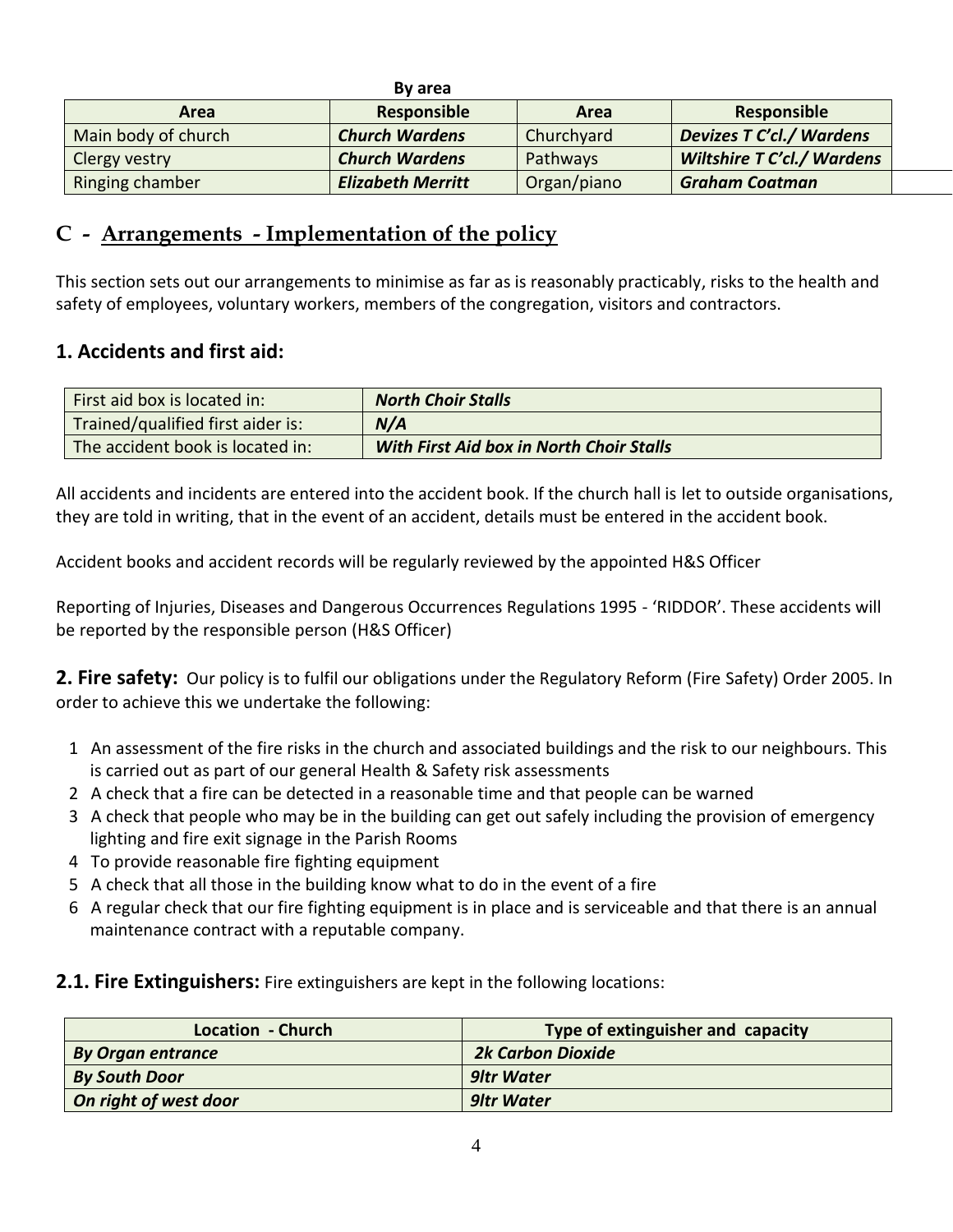**By area**

| Area | Responsible | Area | Responsible |
|---|---|---|---|
| Main body of church | ***Church Wardens*** | Churchyard | ***Devizes T C'cl./ Wardens*** |
| Clergy vestry | ***Church Wardens*** | Pathways | ***Wiltshire T C'cl./ Wardens*** |
| Ringing chamber | ***Elizabeth Merritt*** | Organ/piano | ***Graham Coatman*** |

## C - Arrangements - Implementation of the policy

This section sets out our arrangements to minimise as far as is reasonably practicably, risks to the health and safety of employees, voluntary workers, members of the congregation, visitors and contractors.

### 1. Accidents and first aid:

| | |
|---|---|
| First aid box is located in: | ***North Choir Stalls*** |
| Trained/qualified first aider is: | ***N/A*** |
| The accident book is located in: | ***With First Aid box in North Choir Stalls*** |

All accidents and incidents are entered into the accident book. If the church hall is let to outside organisations, they are told in writing, that in the event of an accident, details must be entered in the accident book.

Accident books and accident records will be regularly reviewed by the appointed H&S Officer

Reporting of Injuries, Diseases and Dangerous Occurrences Regulations 1995 - 'RIDDOR'. These accidents will be reported by the responsible person (H&S Officer)

**2. Fire safety:** Our policy is to fulfil our obligations under the Regulatory Reform (Fire Safety) Order 2005. In order to achieve this we undertake the following:

1. An assessment of the fire risks in the church and associated buildings and the risk to our neighbours. This is carried out as part of our general Health & Safety risk assessments
2. A check that a fire can be detected in a reasonable time and that people can be warned
3. A check that people who may be in the building can get out safely including the provision of emergency lighting and fire exit signage in the Parish Rooms
4. To provide reasonable fire fighting equipment
5. A check that all those in the building know what to do in the event of a fire
6. A regular check that our fire fighting equipment is in place and is serviceable and that there is an annual maintenance contract with a reputable company.

**2.1. Fire Extinguishers:** Fire extinguishers are kept in the following locations:

| Location - Church | Type of extinguisher and capacity |
|---|---|
| ***By Organ entrance*** | ***2k Carbon Dioxide*** |
| ***By South Door*** | ***9ltr Water*** |
| ***On right of west door*** | ***9ltr Water*** |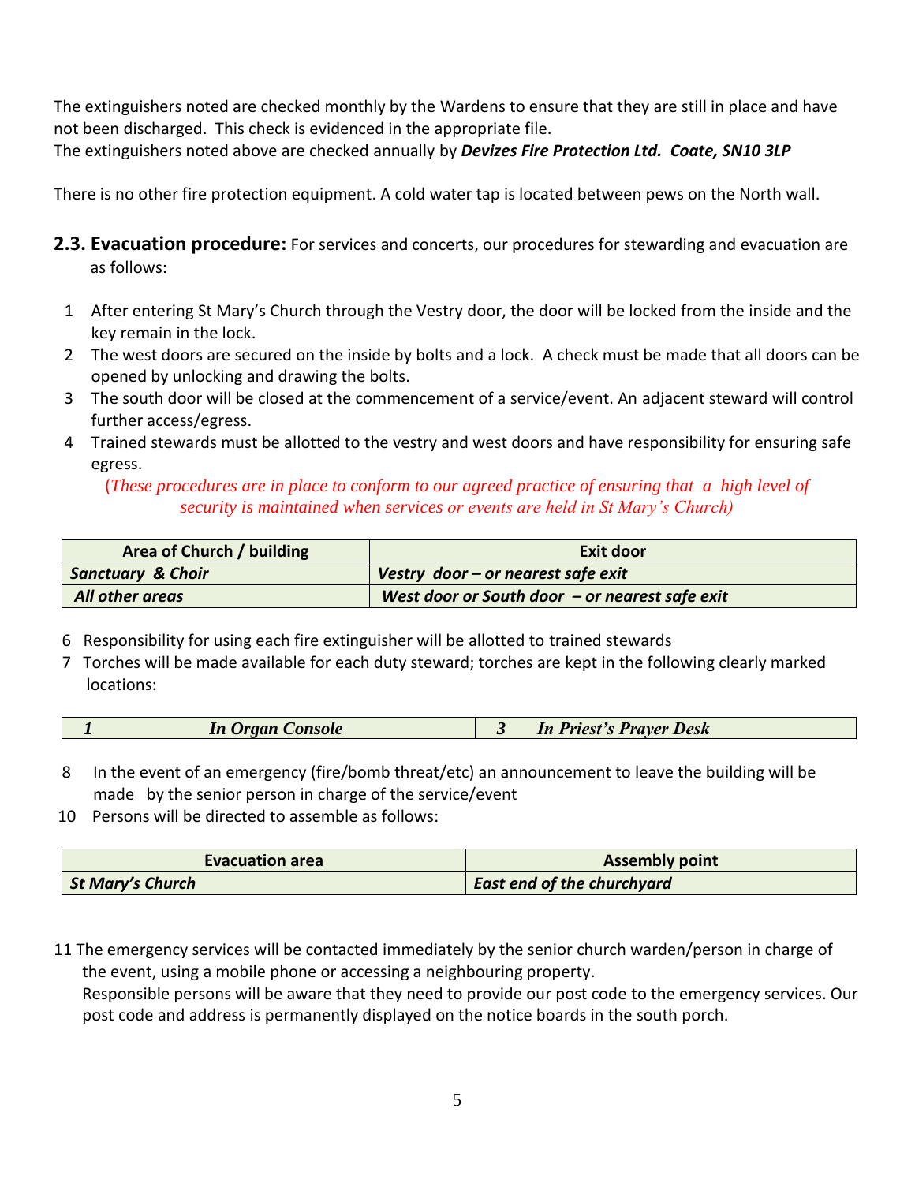The extinguishers noted are checked monthly by the Wardens to ensure that they are still in place and have not been discharged. This check is evidenced in the appropriate file.
The extinguishers noted above are checked annually by ***Devizes Fire Protection Ltd. Coate, SN10 3LP***

There is no other fire protection equipment. A cold water tap is located between pews on the North wall.

## 2.3. Evacuation procedure:

For services and concerts, our procedures for stewarding and evacuation are as follows:

1 After entering St Mary's Church through the Vestry door, the door will be locked from the inside and the key remain in the lock.
2 The west doors are secured on the inside by bolts and a lock. A check must be made that all doors can be opened by unlocking and drawing the bolts.
3 The south door will be closed at the commencement of a service/event. An adjacent steward will control further access/egress.
4 Trained stewards must be allotted to the vestry and west doors and have responsibility for ensuring safe egress.

*(These procedures are in place to conform to our agreed practice of ensuring that a high level of security is maintained when services or events are held in St Mary's Church)*

| Area of Church / building | Exit door |
|---|---|
| ***Sanctuary & Choir*** | ***Vestry door – or nearest safe exit*** |
| ***All other areas*** | ***West door or South door – or nearest safe exit*** |

6 Responsibility for using each fire extinguisher will be allotted to trained stewards
7 Torches will be made available for each duty steward; torches are kept in the following clearly marked locations:

| | | | |
|---|---|---|---|
| ***1*** | ***In Organ Console*** | ***3*** | ***In Priest's Prayer Desk*** |

8 In the event of an emergency (fire/bomb threat/etc) an announcement to leave the building will be made by the senior person in charge of the service/event
10 Persons will be directed to assemble as follows:

| Evacuation area | Assembly point |
|---|---|
| ***St Mary's Church*** | ***East end of the churchyard*** |

11 The emergency services will be contacted immediately by the senior church warden/person in charge of the event, using a mobile phone or accessing a neighbouring property.
Responsible persons will be aware that they need to provide our post code to the emergency services. Our post code and address is permanently displayed on the notice boards in the south porch.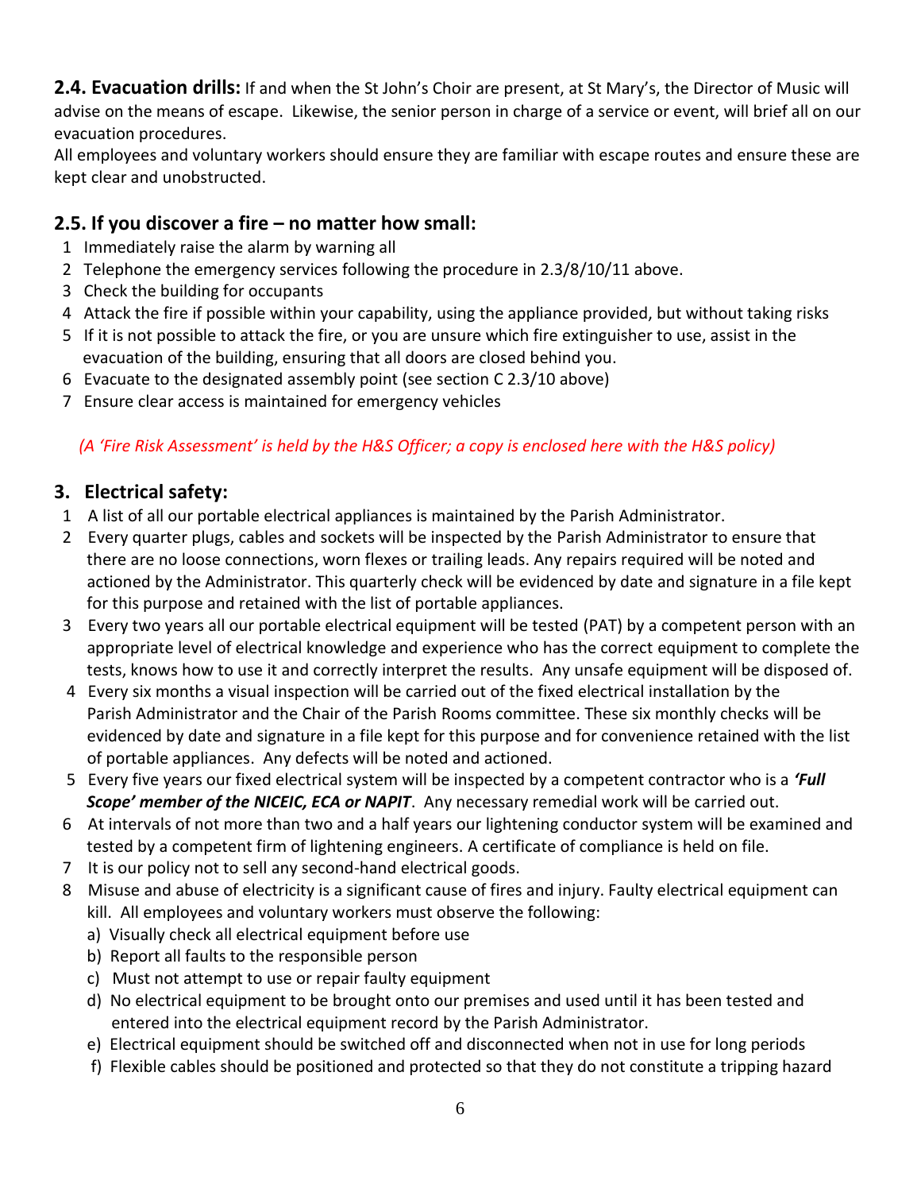**2.4. Evacuation drills:** If and when the St John's Choir are present, at St Mary's, the Director of Music will advise on the means of escape. Likewise, the senior person in charge of a service or event, will brief all on our evacuation procedures.

All employees and voluntary workers should ensure they are familiar with escape routes and ensure these are kept clear and unobstructed.

## 2.5. If you discover a fire – no matter how small:

1. Immediately raise the alarm by warning all
2. Telephone the emergency services following the procedure in 2.3/8/10/11 above.
3. Check the building for occupants
4. Attack the fire if possible within your capability, using the appliance provided, but without taking risks
5. If it is not possible to attack the fire, or you are unsure which fire extinguisher to use, assist in the evacuation of the building, ensuring that all doors are closed behind you.
6. Evacuate to the designated assembly point (see section C 2.3/10 above)
7. Ensure clear access is maintained for emergency vehicles

*(A 'Fire Risk Assessment' is held by the H&S Officer; a copy is enclosed here with the H&S policy)*

## 3. Electrical safety:

1. A list of all our portable electrical appliances is maintained by the Parish Administrator.
2. Every quarter plugs, cables and sockets will be inspected by the Parish Administrator to ensure that there are no loose connections, worn flexes or trailing leads. Any repairs required will be noted and actioned by the Administrator. This quarterly check will be evidenced by date and signature in a file kept for this purpose and retained with the list of portable appliances.
3. Every two years all our portable electrical equipment will be tested (PAT) by a competent person with an appropriate level of electrical knowledge and experience who has the correct equipment to complete the tests, knows how to use it and correctly interpret the results. Any unsafe equipment will be disposed of.
4. Every six months a visual inspection will be carried out of the fixed electrical installation by the Parish Administrator and the Chair of the Parish Rooms committee. These six monthly checks will be evidenced by date and signature in a file kept for this purpose and for convenience retained with the list of portable appliances. Any defects will be noted and actioned.
5. Every five years our fixed electrical system will be inspected by a competent contractor who is a ***'Full Scope' member of the NICEIC, ECA or NAPIT***. Any necessary remedial work will be carried out.
6. At intervals of not more than two and a half years our lightening conductor system will be examined and tested by a competent firm of lightening engineers. A certificate of compliance is held on file.
7. It is our policy not to sell any second-hand electrical goods.
8. Misuse and abuse of electricity is a significant cause of fires and injury. Faulty electrical equipment can kill. All employees and voluntary workers must observe the following:
   a) Visually check all electrical equipment before use
   b) Report all faults to the responsible person
   c) Must not attempt to use or repair faulty equipment
   d) No electrical equipment to be brought onto our premises and used until it has been tested and entered into the electrical equipment record by the Parish Administrator.
   e) Electrical equipment should be switched off and disconnected when not in use for long periods
   f) Flexible cables should be positioned and protected so that they do not constitute a tripping hazard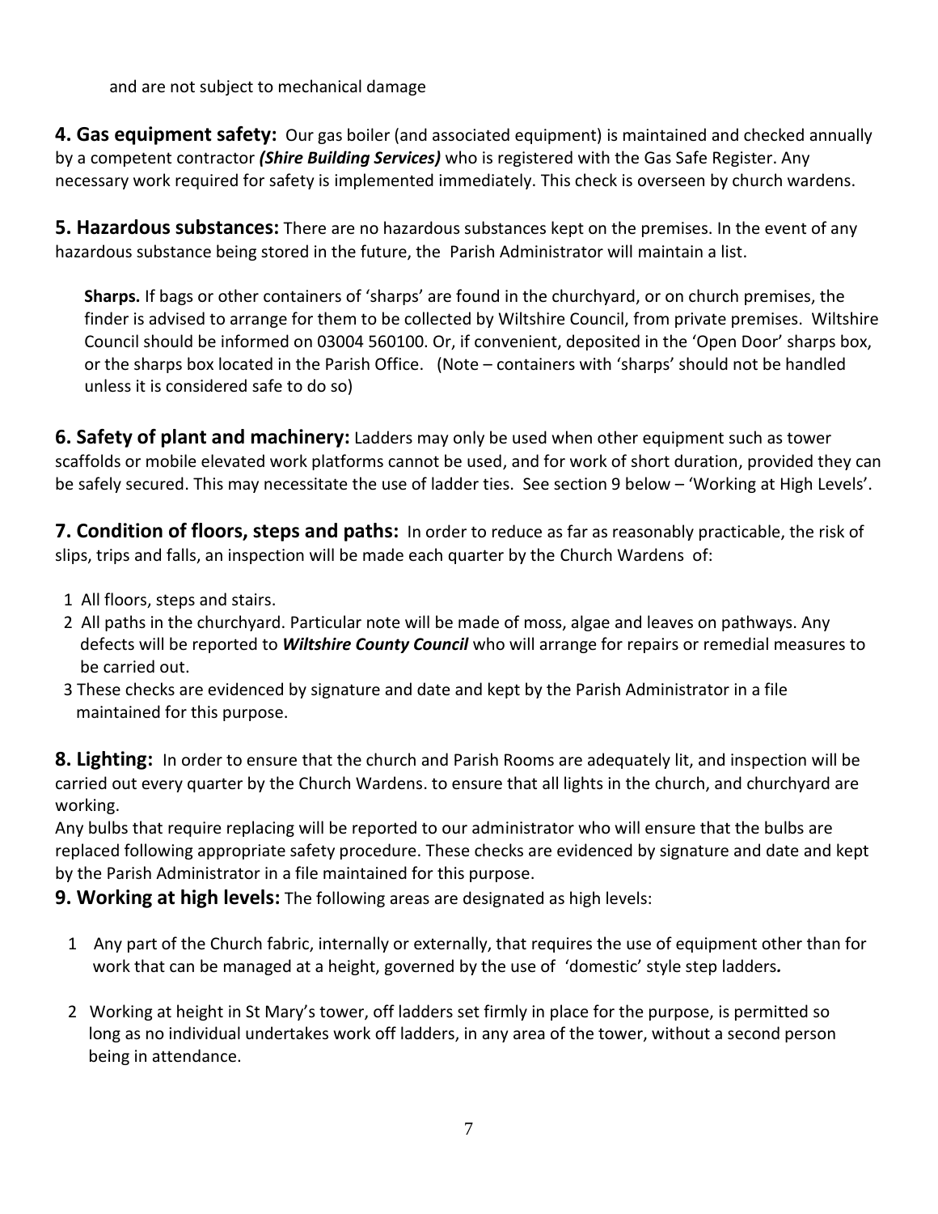and are not subject to mechanical damage

**4. Gas equipment safety:** Our gas boiler (and associated equipment) is maintained and checked annually by a competent contractor ***(Shire Building Services)*** who is registered with the Gas Safe Register. Any necessary work required for safety is implemented immediately. This check is overseen by church wardens.

**5. Hazardous substances:** There are no hazardous substances kept on the premises. In the event of any hazardous substance being stored in the future, the Parish Administrator will maintain a list.

**Sharps.** If bags or other containers of 'sharps' are found in the churchyard, or on church premises, the finder is advised to arrange for them to be collected by Wiltshire Council, from private premises. Wiltshire Council should be informed on 03004 560100. Or, if convenient, deposited in the 'Open Door' sharps box, or the sharps box located in the Parish Office. (Note – containers with 'sharps' should not be handled unless it is considered safe to do so)

**6. Safety of plant and machinery:** Ladders may only be used when other equipment such as tower scaffolds or mobile elevated work platforms cannot be used, and for work of short duration, provided they can be safely secured. This may necessitate the use of ladder ties. See section 9 below – 'Working at High Levels'.

**7. Condition of floors, steps and paths:** In order to reduce as far as reasonably practicable, the risk of slips, trips and falls, an inspection will be made each quarter by the Church Wardens of:

1 All floors, steps and stairs.
2 All paths in the churchyard. Particular note will be made of moss, algae and leaves on pathways. Any defects will be reported to ***Wiltshire County Council*** who will arrange for repairs or remedial measures to be carried out.
3 These checks are evidenced by signature and date and kept by the Parish Administrator in a file maintained for this purpose.

**8. Lighting:** In order to ensure that the church and Parish Rooms are adequately lit, and inspection will be carried out every quarter by the Church Wardens. to ensure that all lights in the church, and churchyard are working.
Any bulbs that require replacing will be reported to our administrator who will ensure that the bulbs are replaced following appropriate safety procedure. These checks are evidenced by signature and date and kept by the Parish Administrator in a file maintained for this purpose.

**9. Working at high levels:** The following areas are designated as high levels:

1 Any part of the Church fabric, internally or externally, that requires the use of equipment other than for work that can be managed at a height, governed by the use of 'domestic' style step ladders**.**

2 Working at height in St Mary's tower, off ladders set firmly in place for the purpose, is permitted so long as no individual undertakes work off ladders, in any area of the tower, without a second person being in attendance.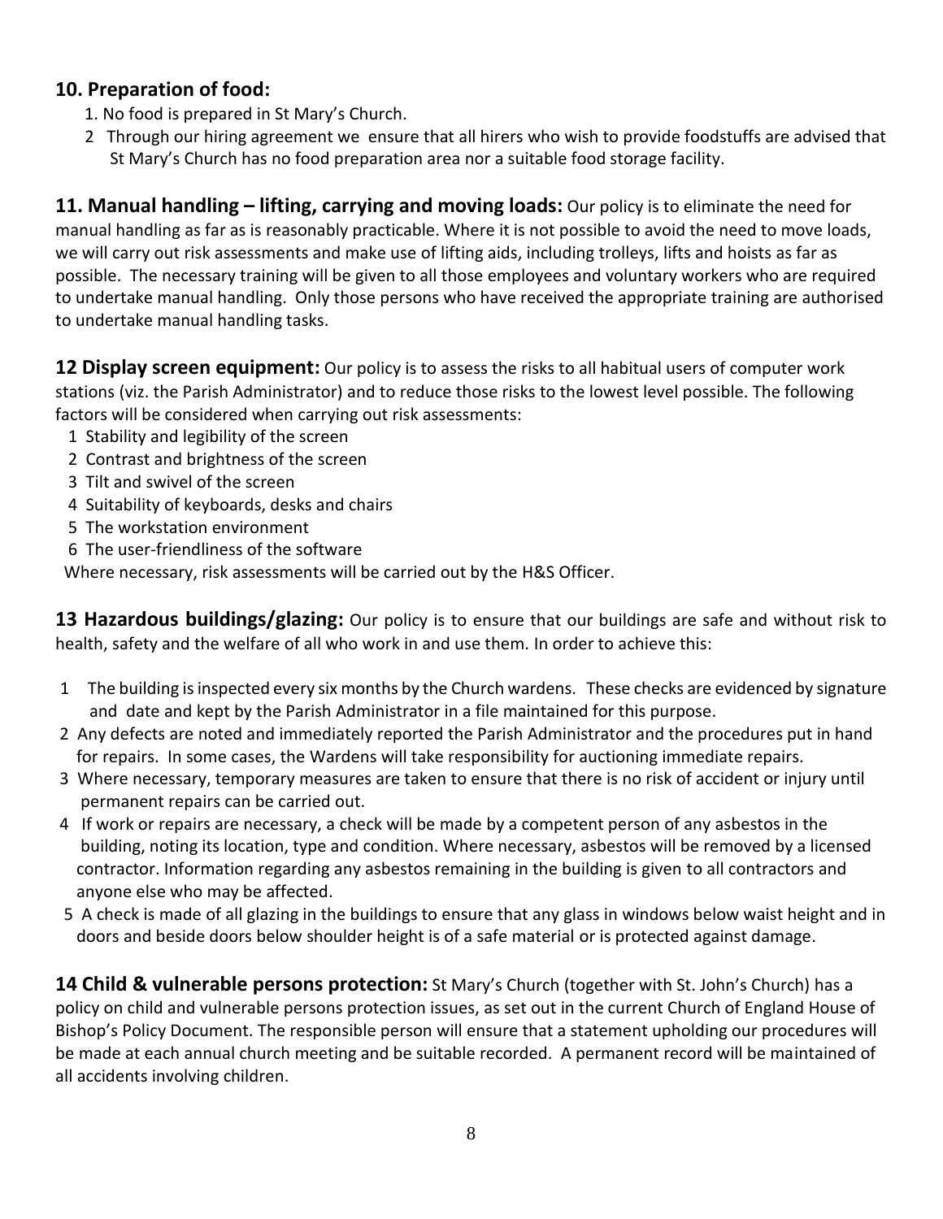### 10. Preparation of food:

1. No food is prepared in St Mary's Church.
2. Through our hiring agreement we ensure that all hirers who wish to provide foodstuffs are advised that St Mary's Church has no food preparation area nor a suitable food storage facility.

**11. Manual handling – lifting, carrying and moving loads:** Our policy is to eliminate the need for manual handling as far as is reasonably practicable. Where it is not possible to avoid the need to move loads, we will carry out risk assessments and make use of lifting aids, including trolleys, lifts and hoists as far as possible. The necessary training will be given to all those employees and voluntary workers who are required to undertake manual handling. Only those persons who have received the appropriate training are authorised to undertake manual handling tasks.

**12 Display screen equipment:** Our policy is to assess the risks to all habitual users of computer work stations (viz. the Parish Administrator) and to reduce those risks to the lowest level possible. The following factors will be considered when carrying out risk assessments:

1. Stability and legibility of the screen
2. Contrast and brightness of the screen
3. Tilt and swivel of the screen
4. Suitability of keyboards, desks and chairs
5. The workstation environment
6. The user-friendliness of the software

Where necessary, risk assessments will be carried out by the H&S Officer.

**13 Hazardous buildings/glazing:** Our policy is to ensure that our buildings are safe and without risk to health, safety and the welfare of all who work in and use them. In order to achieve this:

1. The building is inspected every six months by the Church wardens. These checks are evidenced by signature and date and kept by the Parish Administrator in a file maintained for this purpose.
2. Any defects are noted and immediately reported the Parish Administrator and the procedures put in hand for repairs. In some cases, the Wardens will take responsibility for auctioning immediate repairs.
3. Where necessary, temporary measures are taken to ensure that there is no risk of accident or injury until permanent repairs can be carried out.
4. If work or repairs are necessary, a check will be made by a competent person of any asbestos in the building, noting its location, type and condition. Where necessary, asbestos will be removed by a licensed contractor. Information regarding any asbestos remaining in the building is given to all contractors and anyone else who may be affected.
5. A check is made of all glazing in the buildings to ensure that any glass in windows below waist height and in doors and beside doors below shoulder height is of a safe material or is protected against damage.

**14 Child & vulnerable persons protection:** St Mary's Church (together with St. John's Church) has a policy on child and vulnerable persons protection issues, as set out in the current Church of England House of Bishop's Policy Document. The responsible person will ensure that a statement upholding our procedures will be made at each annual church meeting and be suitable recorded. A permanent record will be maintained of all accidents involving children.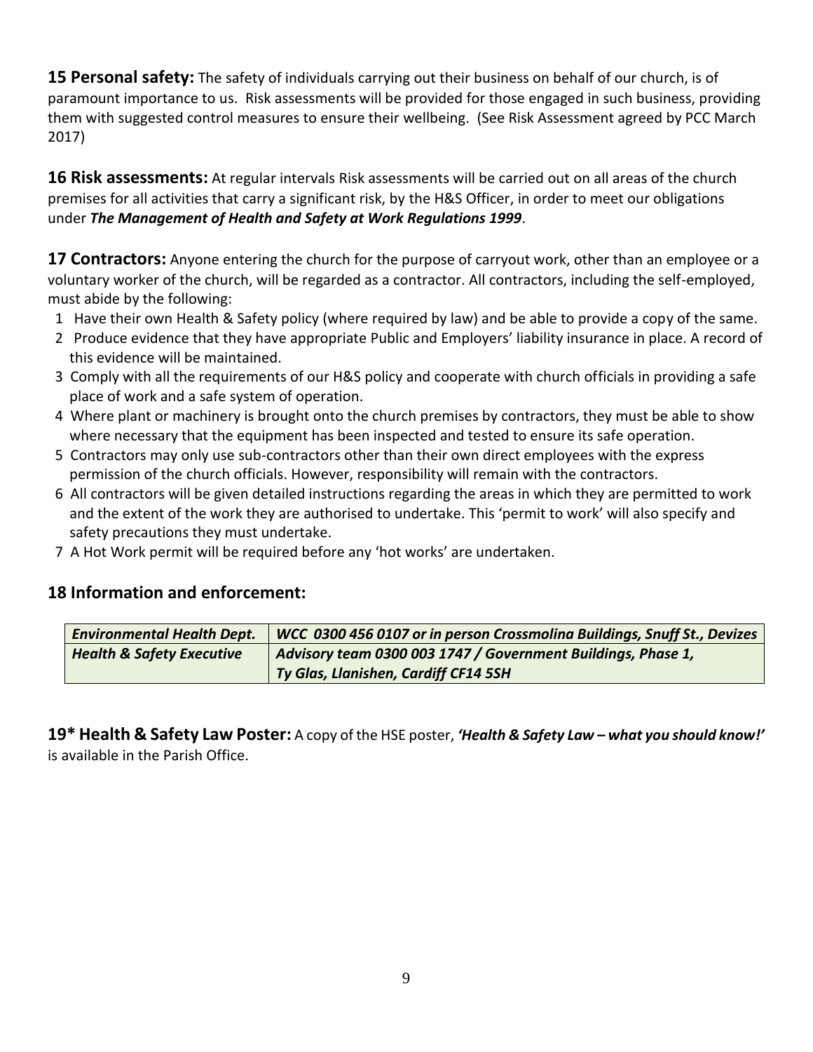**15 Personal safety:** The safety of individuals carrying out their business on behalf of our church, is of paramount importance to us. Risk assessments will be provided for those engaged in such business, providing them with suggested control measures to ensure their wellbeing. (See Risk Assessment agreed by PCC March 2017)

**16 Risk assessments:** At regular intervals Risk assessments will be carried out on all areas of the church premises for all activities that carry a significant risk, by the H&S Officer, in order to meet our obligations under ***The Management of Health and Safety at Work Regulations 1999***.

**17 Contractors:** Anyone entering the church for the purpose of carryout work, other than an employee or a voluntary worker of the church, will be regarded as a contractor. All contractors, including the self-employed, must abide by the following:

1. Have their own Health & Safety policy (where required by law) and be able to provide a copy of the same.
2. Produce evidence that they have appropriate Public and Employers' liability insurance in place. A record of this evidence will be maintained.
3. Comply with all the requirements of our H&S policy and cooperate with church officials in providing a safe place of work and a safe system of operation.
4. Where plant or machinery is brought onto the church premises by contractors, they must be able to show where necessary that the equipment has been inspected and tested to ensure its safe operation.
5. Contractors may only use sub-contractors other than their own direct employees with the express permission of the church officials. However, responsibility will remain with the contractors.
6. All contractors will be given detailed instructions regarding the areas in which they are permitted to work and the extent of the work they are authorised to undertake. This 'permit to work' will also specify and safety precautions they must undertake.
7. A Hot Work permit will be required before any 'hot works' are undertaken.

## 18 Information and enforcement:

| | |
|---|---|
| ***Environmental Health Dept.*** | ***WCC 0300 456 0107 or in person Crossmolina Buildings, Snuff St., Devizes*** |
| ***Health & Safety Executive*** | ***Advisory team 0300 003 1747 / Government Buildings, Phase 1, Ty Glas, Llanishen, Cardiff CF14 5SH*** |

**19\* Health & Safety Law Poster:** A copy of the HSE poster, ***'Health & Safety Law – what you should know!'*** is available in the Parish Office.